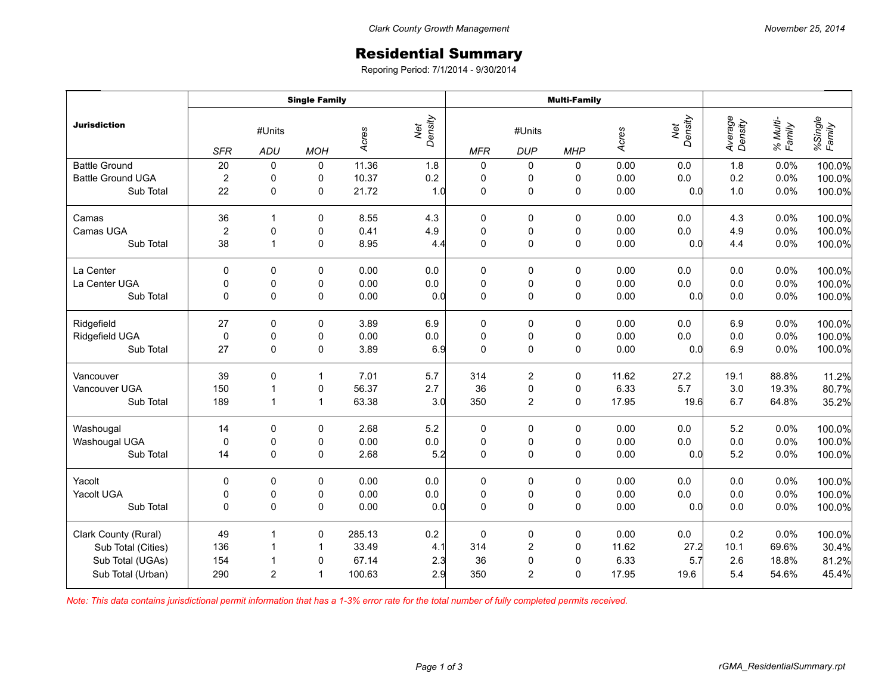Clark County Growth Management

November 25, 2014

# Residential Summary

Reporing Period: 7/1/2014 - 9/30/2014

| Jurisdiction | Single Family | | | | | Multi-Family | | | | | | | |
|---|---|---|---|---|---|---|---|---|---|---|---|---|---|
| | #Units | | | Acres | Net Density | #Units | | | Acres | Net Density | Average Density | % Multi-Family | %Single Family |
| | SFR | ADU | MOH | | | MFR | DUP | MHP | | | | | |
| Battle Ground | 20 | 0 | 0 | 11.36 | 1.8 | 0 | 0 | 0 | 0.00 | 0.0 | 1.8 | 0.0% | 100.0% |
| Battle Ground UGA | 2 | 0 | 0 | 10.37 | 0.2 | 0 | 0 | 0 | 0.00 | 0.0 | 0.2 | 0.0% | 100.0% |
| Sub Total | 22 | 0 | 0 | 21.72 | 1.0 | 0 | 0 | 0 | 0.00 | 0.0 | 1.0 | 0.0% | 100.0% |
| Camas | 36 | 1 | 0 | 8.55 | 4.3 | 0 | 0 | 0 | 0.00 | 0.0 | 4.3 | 0.0% | 100.0% |
| Camas UGA | 2 | 0 | 0 | 0.41 | 4.9 | 0 | 0 | 0 | 0.00 | 0.0 | 4.9 | 0.0% | 100.0% |
| Sub Total | 38 | 1 | 0 | 8.95 | 4.4 | 0 | 0 | 0 | 0.00 | 0.0 | 4.4 | 0.0% | 100.0% |
| La Center | 0 | 0 | 0 | 0.00 | 0.0 | 0 | 0 | 0 | 0.00 | 0.0 | 0.0 | 0.0% | 100.0% |
| La Center UGA | 0 | 0 | 0 | 0.00 | 0.0 | 0 | 0 | 0 | 0.00 | 0.0 | 0.0 | 0.0% | 100.0% |
| Sub Total | 0 | 0 | 0 | 0.00 | 0.0 | 0 | 0 | 0 | 0.00 | 0.0 | 0.0 | 0.0% | 100.0% |
| Ridgefield | 27 | 0 | 0 | 3.89 | 6.9 | 0 | 0 | 0 | 0.00 | 0.0 | 6.9 | 0.0% | 100.0% |
| Ridgefield UGA | 0 | 0 | 0 | 0.00 | 0.0 | 0 | 0 | 0 | 0.00 | 0.0 | 0.0 | 0.0% | 100.0% |
| Sub Total | 27 | 0 | 0 | 3.89 | 6.9 | 0 | 0 | 0 | 0.00 | 0.0 | 6.9 | 0.0% | 100.0% |
| Vancouver | 39 | 0 | 1 | 7.01 | 5.7 | 314 | 2 | 0 | 11.62 | 27.2 | 19.1 | 88.8% | 11.2% |
| Vancouver UGA | 150 | 1 | 0 | 56.37 | 2.7 | 36 | 0 | 0 | 6.33 | 5.7 | 3.0 | 19.3% | 80.7% |
| Sub Total | 189 | 1 | 1 | 63.38 | 3.0 | 350 | 2 | 0 | 17.95 | 19.6 | 6.7 | 64.8% | 35.2% |
| Washougal | 14 | 0 | 0 | 2.68 | 5.2 | 0 | 0 | 0 | 0.00 | 0.0 | 5.2 | 0.0% | 100.0% |
| Washougal UGA | 0 | 0 | 0 | 0.00 | 0.0 | 0 | 0 | 0 | 0.00 | 0.0 | 0.0 | 0.0% | 100.0% |
| Sub Total | 14 | 0 | 0 | 2.68 | 5.2 | 0 | 0 | 0 | 0.00 | 0.0 | 5.2 | 0.0% | 100.0% |
| Yacolt | 0 | 0 | 0 | 0.00 | 0.0 | 0 | 0 | 0 | 0.00 | 0.0 | 0.0 | 0.0% | 100.0% |
| Yacolt UGA | 0 | 0 | 0 | 0.00 | 0.0 | 0 | 0 | 0 | 0.00 | 0.0 | 0.0 | 0.0% | 100.0% |
| Sub Total | 0 | 0 | 0 | 0.00 | 0.0 | 0 | 0 | 0 | 0.00 | 0.0 | 0.0 | 0.0% | 100.0% |
| Clark County (Rural) | 49 | 1 | 0 | 285.13 | 0.2 | 0 | 0 | 0 | 0.00 | 0.0 | 0.2 | 0.0% | 100.0% |
| Sub Total (Cities) | 136 | 1 | 1 | 33.49 | 4.1 | 314 | 2 | 0 | 11.62 | 27.2 | 10.1 | 69.6% | 30.4% |
| Sub Total (UGAs) | 154 | 1 | 0 | 67.14 | 2.3 | 36 | 0 | 0 | 6.33 | 5.7 | 2.6 | 18.8% | 81.2% |
| Sub Total (Urban) | 290 | 2 | 1 | 100.63 | 2.9 | 350 | 2 | 0 | 17.95 | 19.6 | 5.4 | 54.6% | 45.4% |

*Note: This data contains jurisdictional permit information that has a 1-3% error rate for the total number of fully completed permits received.*

rGMA_ResidentialSummary.rpt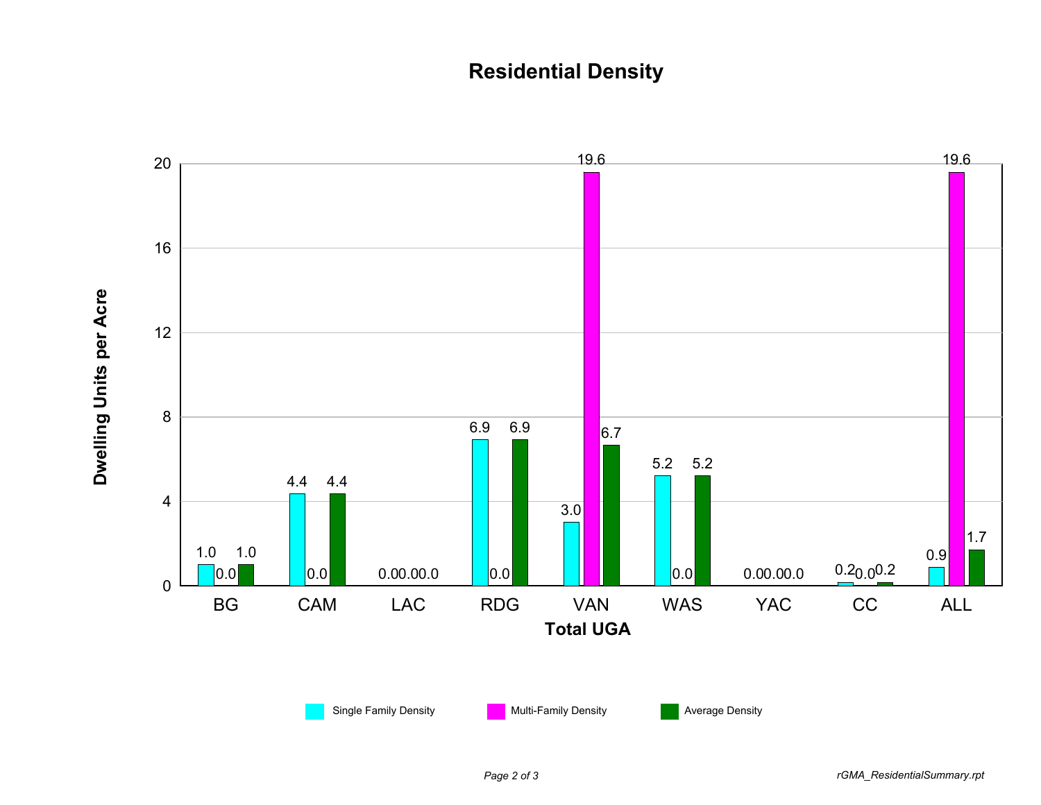# Residential Density

Dwelling Units per Acre

20
16
12
8
4
0

BG: 1.0 0.0 1.0
CAM: 4.4 0.0 4.4
LAC: 0.0 0.0 0.0
RDG: 6.9 0.0 6.9
VAN: 3.0 19.6 6.7
WAS: 5.2 0.0 5.2
YAC: 0.0 0.0 0.0
CC: 0.2 0.0 0.2
ALL: 0.9 19.6 1.7

**Total UGA**

Single Family Density
Multi-Family Density
Average Density

*rGMA_ResidentialSummary.rpt*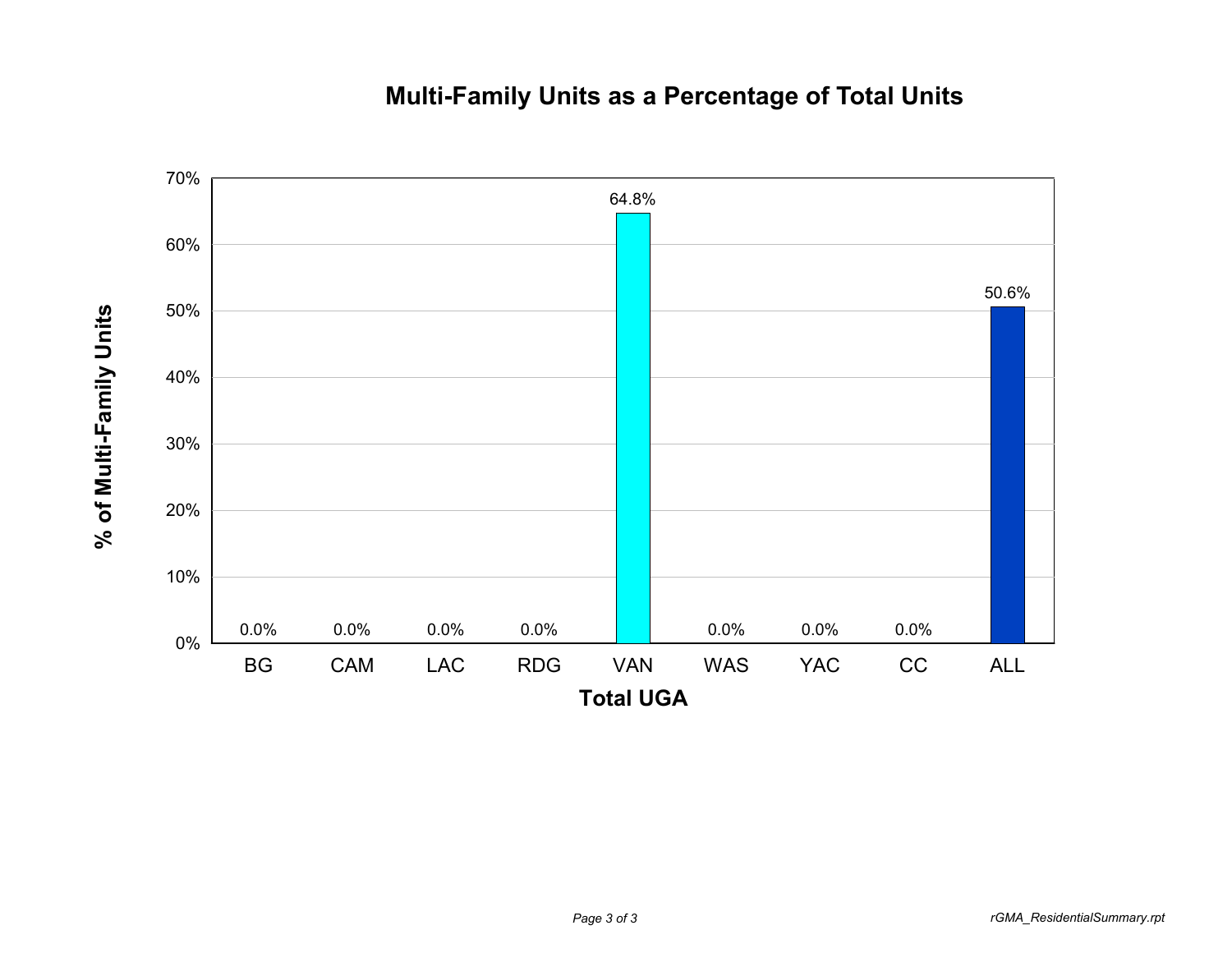## Multi-Family Units as a Percentage of Total Units

% of Multi-Family Units

70%
60%
50%
40%
30%
20%
10%
0%

0.0%
0.0%
0.0%
0.0%
64.8%
0.0%
0.0%
0.0%
50.6%

BG
CAM
LAC
RDG
VAN
WAS
YAC
CC
ALL

**Total UGA**

*rGMA_ResidentialSummary.rpt*